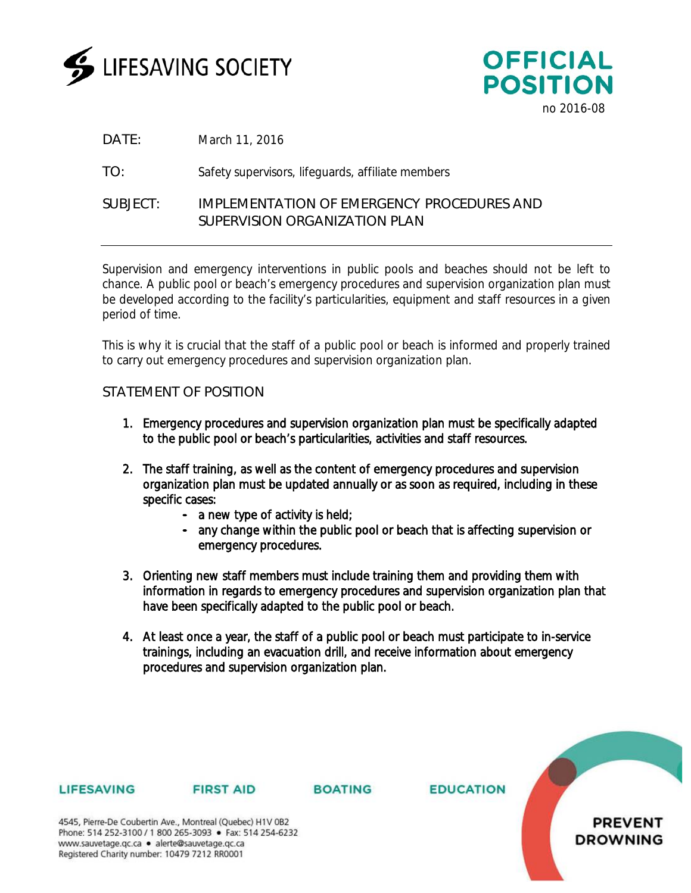LIFESAVING SOCIETY

**OFFICIAL POSITION**
no 2016-08

DATE: March 11, 2016

TO: Safety supervisors, lifeguards, affiliate members

SUBJECT: IMPLEMENTATION OF EMERGENCY PROCEDURES AND SUPERVISION ORGANIZATION PLAN

---

Supervision and emergency interventions in public pools and beaches should not be left to chance. A public pool or beach's emergency procedures and supervision organization plan must be developed according to the facility's particularities, equipment and staff resources in a given period of time.

This is why it is crucial that the staff of a public pool or beach is informed and properly trained to carry out emergency procedures and supervision organization plan.

## STATEMENT OF POSITION

1. Emergency procedures and supervision organization plan must be specifically adapted to the public pool or beach's particularities, activities and staff resources.

2. The staff training, as well as the content of emergency procedures and supervision organization plan must be updated annually or as soon as required, including in these specific cases:
   - a new type of activity is held;
   - any change within the public pool or beach that is affecting supervision or emergency procedures.

3. Orienting new staff members must include training them and providing them with information in regards to emergency procedures and supervision organization plan that have been specifically adapted to the public pool or beach.

4. At least once a year, the staff of a public pool or beach must participate to in-service trainings, including an evacuation drill, and receive information about emergency procedures and supervision organization plan.

LIFESAVING FIRST AID BOATING EDUCATION

PREVENT DROWNING

4545, Pierre-De Coubertin Ave., Montreal (Quebec) H1V 0B2
Phone: 514 252-3100 / 1 800 265-3093 • Fax: 514 254-6232
www.sauvetage.qc.ca • alerte@sauvetage.qc.ca
Registered Charity number: 10479 7212 RR0001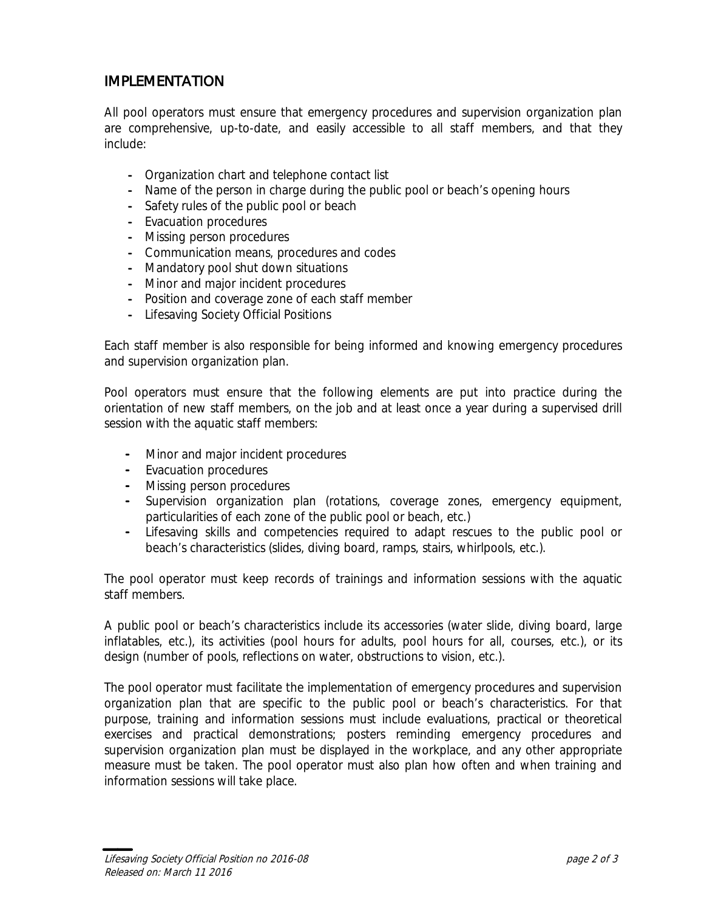## IMPLEMENTATION

All pool operators must ensure that emergency procedures and supervision organization plan are comprehensive, up-to-date, and easily accessible to all staff members, and that they include:

- Organization chart and telephone contact list
- Name of the person in charge during the public pool or beach's opening hours
- Safety rules of the public pool or beach
- Evacuation procedures
- Missing person procedures
- Communication means, procedures and codes
- Mandatory pool shut down situations
- Minor and major incident procedures
- Position and coverage zone of each staff member
- Lifesaving Society Official Positions

Each staff member is also responsible for being informed and knowing emergency procedures and supervision organization plan.

Pool operators must ensure that the following elements are put into practice during the orientation of new staff members, on the job and at least once a year during a supervised drill session with the aquatic staff members:

- Minor and major incident procedures
- Evacuation procedures
- Missing person procedures
- Supervision organization plan (rotations, coverage zones, emergency equipment, particularities of each zone of the public pool or beach, etc.)
- Lifesaving skills and competencies required to adapt rescues to the public pool or beach's characteristics (slides, diving board, ramps, stairs, whirlpools, etc.).

The pool operator must keep records of trainings and information sessions with the aquatic staff members.

A public pool or beach's characteristics include its accessories (water slide, diving board, large inflatables, etc.), its activities (pool hours for adults, pool hours for all, courses, etc.), or its design (number of pools, reflections on water, obstructions to vision, etc.).

The pool operator must facilitate the implementation of emergency procedures and supervision organization plan that are specific to the public pool or beach's characteristics. For that purpose, training and information sessions must include evaluations, practical or theoretical exercises and practical demonstrations; posters reminding emergency procedures and supervision organization plan must be displayed in the workplace, and any other appropriate measure must be taken. The pool operator must also plan how often and when training and information sessions will take place.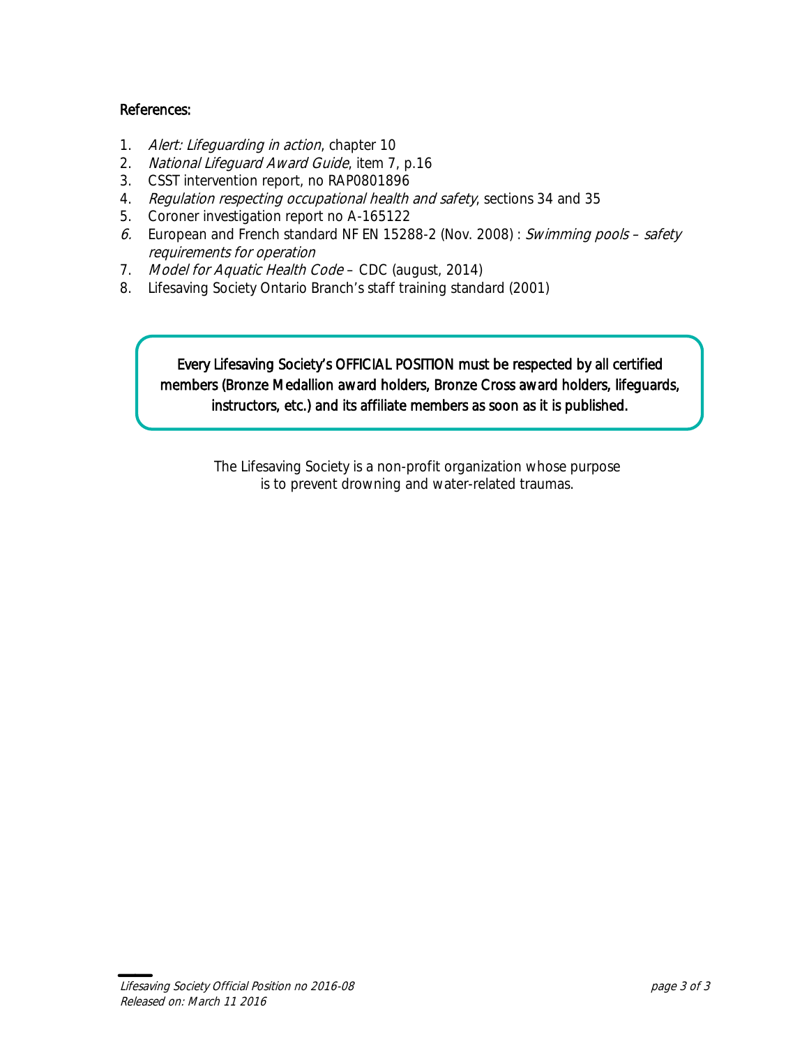## References:

1. *Alert: Lifeguarding in action*, chapter 10
2. *National Lifeguard Award Guide*, item 7, p.16
3. CSST intervention report, no RAP0801896
4. *Regulation respecting occupational health and safety*, sections 34 and 35
5. Coroner investigation report no A-165122
6. European and French standard NF EN 15288-2 (Nov. 2008) : *Swimming pools – safety requirements for operation*
7. *Model for Aquatic Health Code* – CDC (august, 2014)
8. Lifesaving Society Ontario Branch's staff training standard (2001)

Every Lifesaving Society's OFFICIAL POSITION must be respected by all certified members (Bronze Medallion award holders, Bronze Cross award holders, lifeguards, instructors, etc.) and its affiliate members as soon as it is published.

The Lifesaving Society is a non-profit organization whose purpose is to prevent drowning and water-related traumas.

*Lifesaving Society Official Position no 2016-08*
*Released on: March 11 2016*